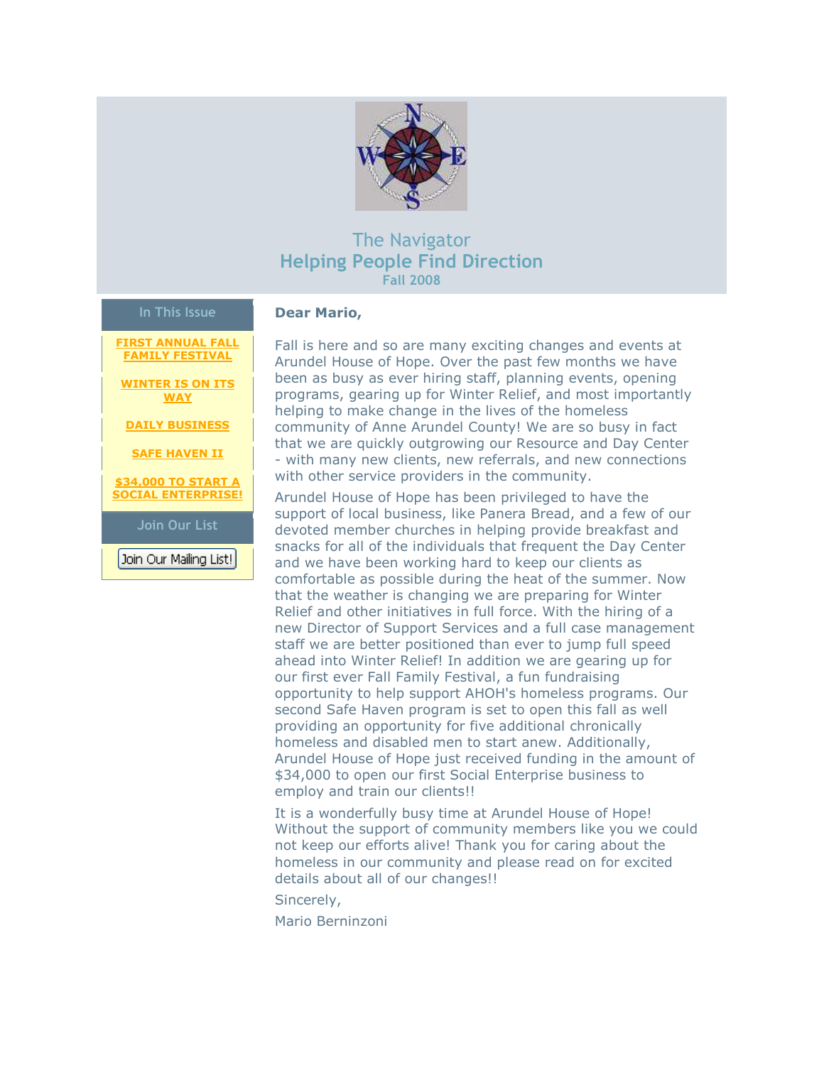# The Navigator

## Helping People Find Direction

### Fall 2008

**In This Issue**

- FIRST ANNUAL FALL FAMILY FESTIVAL
- WINTER IS ON ITS WAY
- DAILY BUSINESS
- SAFE HAVEN II
- $34,000 TO START A SOCIAL ENTERPRISE!

**Join Our List**

Join Our Mailing List!

**Dear Mario,**

Fall is here and so are many exciting changes and events at Arundel House of Hope. Over the past few months we have been as busy as ever hiring staff, planning events, opening programs, gearing up for Winter Relief, and most importantly helping to make change in the lives of the homeless community of Anne Arundel County! We are so busy in fact that we are quickly outgrowing our Resource and Day Center - with many new clients, new referrals, and new connections with other service providers in the community.

Arundel House of Hope has been privileged to have the support of local business, like Panera Bread, and a few of our devoted member churches in helping provide breakfast and snacks for all of the individuals that frequent the Day Center and we have been working hard to keep our clients as comfortable as possible during the heat of the summer. Now that the weather is changing we are preparing for Winter Relief and other initiatives in full force. With the hiring of a new Director of Support Services and a full case management staff we are better positioned than ever to jump full speed ahead into Winter Relief! In addition we are gearing up for our first ever Fall Family Festival, a fun fundraising opportunity to help support AHOH's homeless programs. Our second Safe Haven program is set to open this fall as well providing an opportunity for five additional chronically homeless and disabled men to start anew. Additionally, Arundel House of Hope just received funding in the amount of $34,000 to open our first Social Enterprise business to employ and train our clients!!

It is a wonderfully busy time at Arundel House of Hope! Without the support of community members like you we could not keep our efforts alive! Thank you for caring about the homeless in our community and please read on for excited details about all of our changes!!

Sincerely,

Mario Berninzoni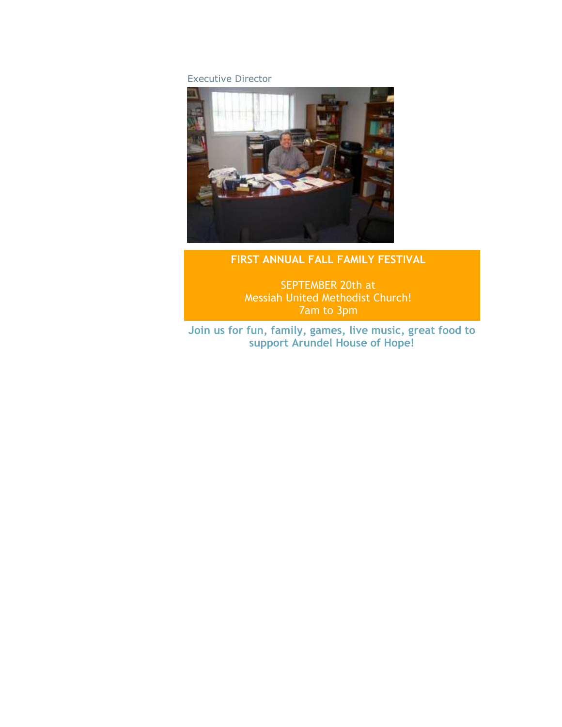Executive Director

**FIRST ANNUAL FALL FAMILY FESTIVAL**

SEPTEMBER 20th at
Messiah United Methodist Church!
7am to 3pm

**Join us for fun, family, games, live music, great food to support Arundel House of Hope!**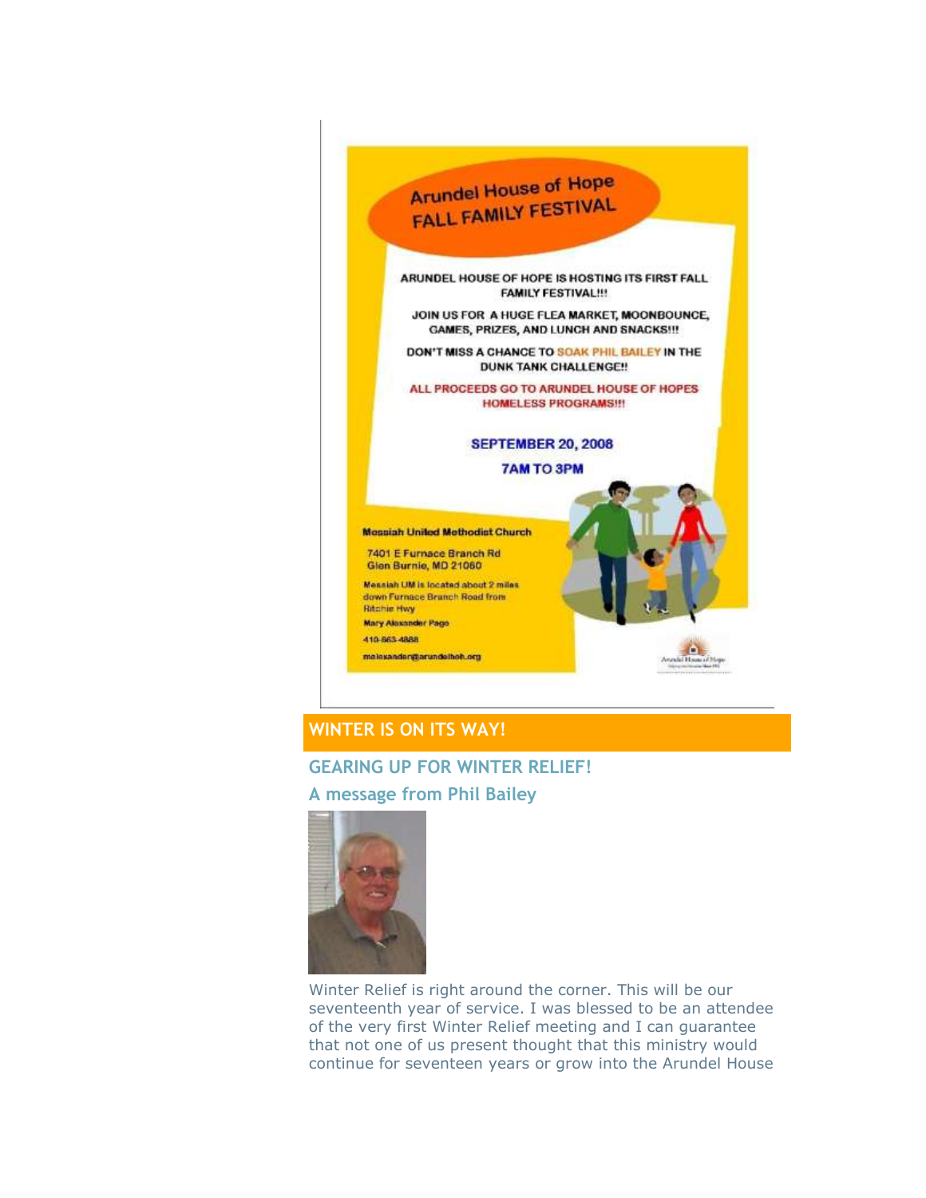## Arundel House of Hope FALL FAMILY FESTIVAL

ARUNDEL HOUSE OF HOPE IS HOSTING ITS FIRST FALL FAMILY FESTIVAL!!!

JOIN US FOR A HUGE FLEA MARKET, MOONBOUNCE, GAMES, PRIZES, AND LUNCH AND SNACKS!!!

DON'T MISS A CHANCE TO SOAK PHIL BAILEY IN THE DUNK TANK CHALLENGE!!

ALL PROCEEDS GO TO ARUNDEL HOUSE OF HOPES HOMELESS PROGRAMS!!!

**SEPTEMBER 20, 2008**

**7AM TO 3PM**

**Messiah United Methodist Church**

7401 E Furnace Branch Rd
Glen Burnie, MD 21060

Messiah UM is located about 2 miles down Furnace Branch Road from Ritchie Hwy

Mary Alexander Page

410-863-4888

malexander@arundelhoh.org

## WINTER IS ON ITS WAY!

### GEARING UP FOR WINTER RELIEF!

### A message from Phil Bailey

Winter Relief is right around the corner. This will be our seventeenth year of service. I was blessed to be an attendee of the very first Winter Relief meeting and I can guarantee that not one of us present thought that this ministry would continue for seventeen years or grow into the Arundel House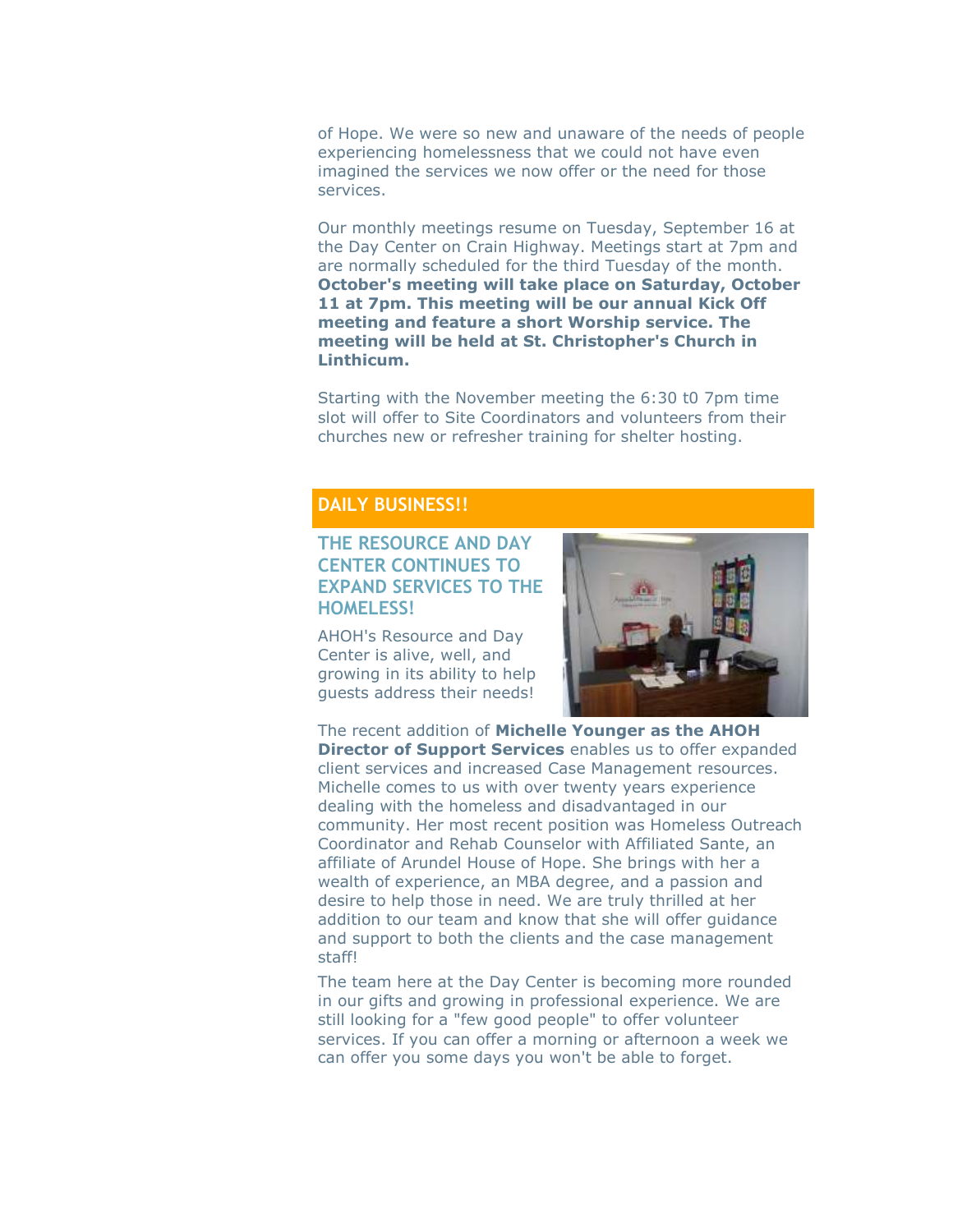of Hope. We were so new and unaware of the needs of people experiencing homelessness that we could not have even imagined the services we now offer or the need for those services.

Our monthly meetings resume on Tuesday, September 16 at the Day Center on Crain Highway. Meetings start at 7pm and are normally scheduled for the third Tuesday of the month. **October's meeting will take place on Saturday, October 11 at 7pm. This meeting will be our annual Kick Off meeting and feature a short Worship service. The meeting will be held at St. Christopher's Church in Linthicum.**

Starting with the November meeting the 6:30 t0 7pm time slot will offer to Site Coordinators and volunteers from their churches new or refresher training for shelter hosting.

## DAILY BUSINESS!!

### THE RESOURCE AND DAY CENTER CONTINUES TO EXPAND SERVICES TO THE HOMELESS!

AHOH's Resource and Day Center is alive, well, and growing in its ability to help guests address their needs!

The recent addition of **Michelle Younger as the AHOH Director of Support Services** enables us to offer expanded client services and increased Case Management resources. Michelle comes to us with over twenty years experience dealing with the homeless and disadvantaged in our community. Her most recent position was Homeless Outreach Coordinator and Rehab Counselor with Affiliated Sante, an affiliate of Arundel House of Hope. She brings with her a wealth of experience, an MBA degree, and a passion and desire to help those in need. We are truly thrilled at her addition to our team and know that she will offer guidance and support to both the clients and the case management staff!

The team here at the Day Center is becoming more rounded in our gifts and growing in professional experience. We are still looking for a "few good people" to offer volunteer services. If you can offer a morning or afternoon a week we can offer you some days you won't be able to forget.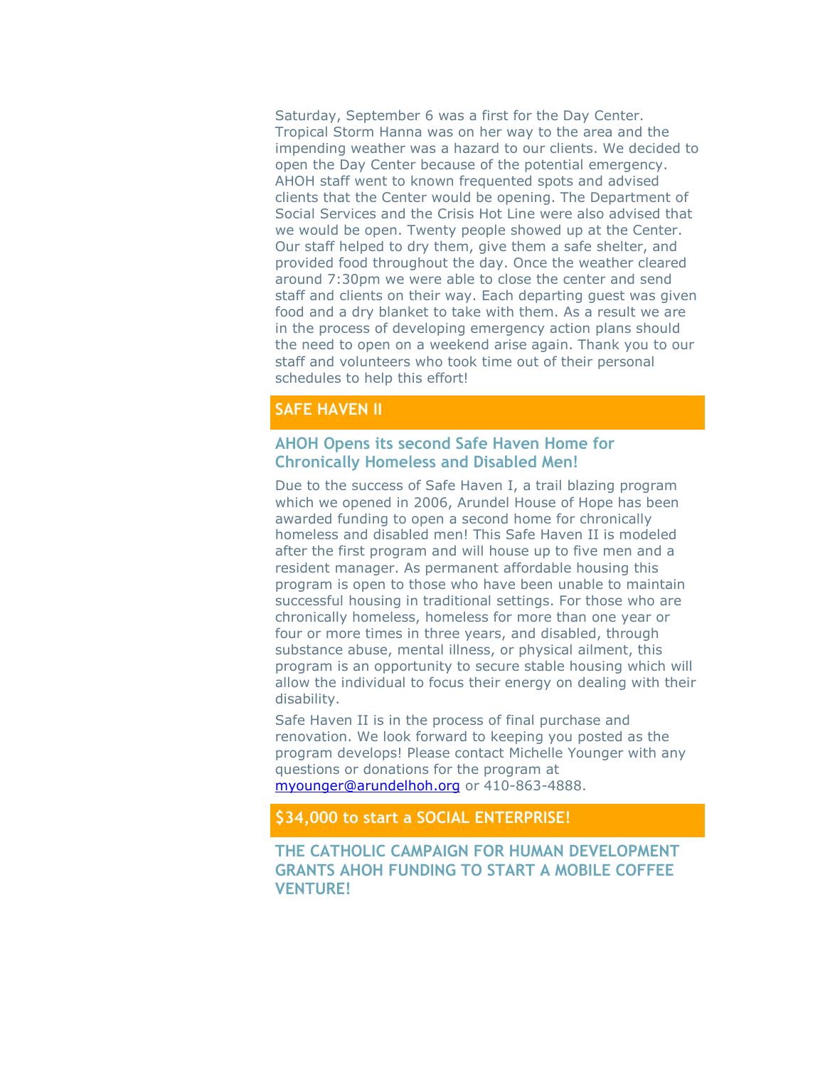Saturday, September 6 was a first for the Day Center. Tropical Storm Hanna was on her way to the area and the impending weather was a hazard to our clients. We decided to open the Day Center because of the potential emergency. AHOH staff went to known frequented spots and advised clients that the Center would be opening. The Department of Social Services and the Crisis Hot Line were also advised that we would be open. Twenty people showed up at the Center. Our staff helped to dry them, give them a safe shelter, and provided food throughout the day. Once the weather cleared around 7:30pm we were able to close the center and send staff and clients on their way. Each departing guest was given food and a dry blanket to take with them. As a result we are in the process of developing emergency action plans should the need to open on a weekend arise again. Thank you to our staff and volunteers who took time out of their personal schedules to help this effort!

## SAFE HAVEN II

### AHOH Opens its second Safe Haven Home for Chronically Homeless and Disabled Men!

Due to the success of Safe Haven I, a trail blazing program which we opened in 2006, Arundel House of Hope has been awarded funding to open a second home for chronically homeless and disabled men! This Safe Haven II is modeled after the first program and will house up to five men and a resident manager. As permanent affordable housing this program is open to those who have been unable to maintain successful housing in traditional settings. For those who are chronically homeless, homeless for more than one year or four or more times in three years, and disabled, through substance abuse, mental illness, or physical ailment, this program is an opportunity to secure stable housing which will allow the individual to focus their energy on dealing with their disability.

Safe Haven II is in the process of final purchase and renovation. We look forward to keeping you posted as the program develops! Please contact Michelle Younger with any questions or donations for the program at myounger@arundelhoh.org or 410-863-4888.

## $34,000 to start a SOCIAL ENTERPRISE!

### THE CATHOLIC CAMPAIGN FOR HUMAN DEVELOPMENT GRANTS AHOH FUNDING TO START A MOBILE COFFEE VENTURE!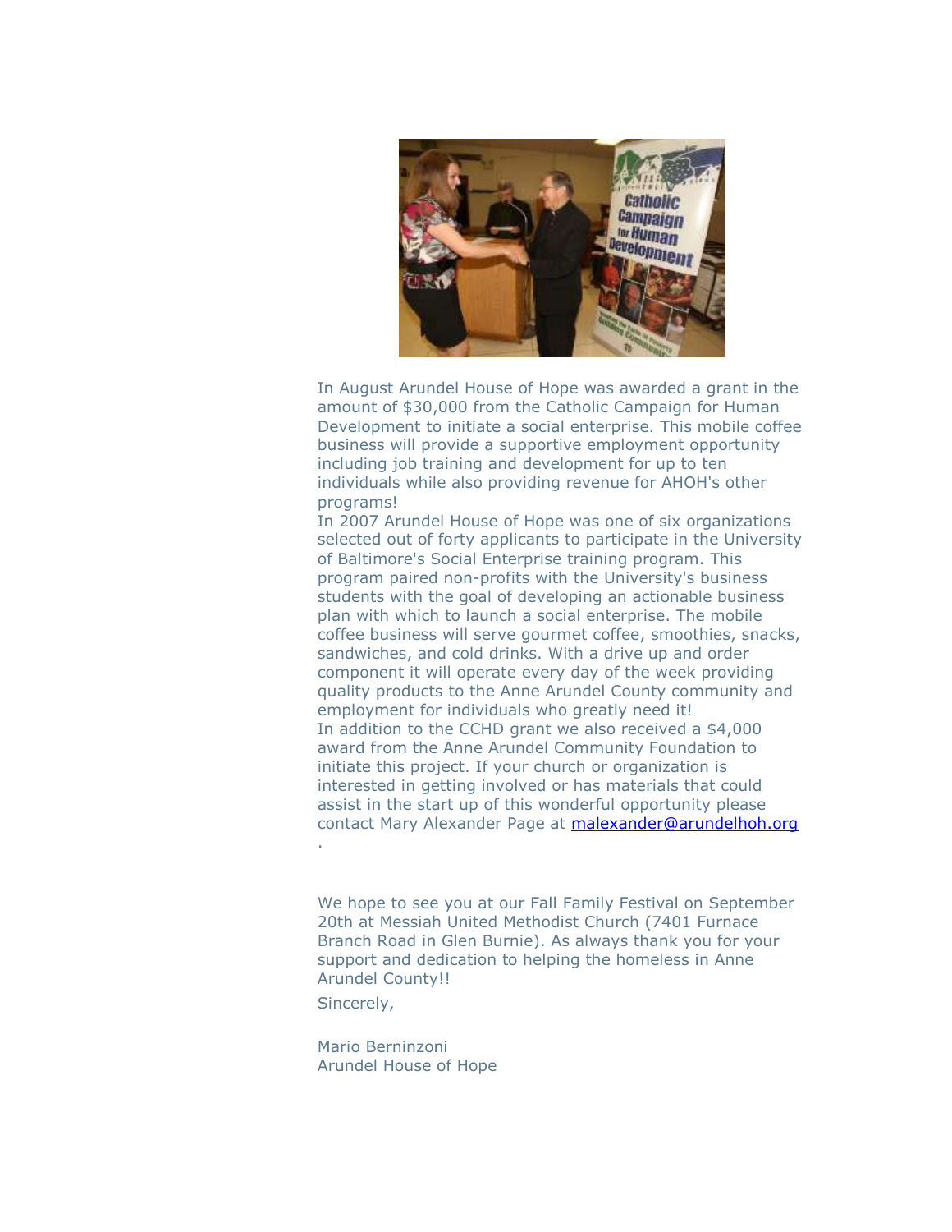In August Arundel House of Hope was awarded a grant in the amount of $30,000 from the Catholic Campaign for Human Development to initiate a social enterprise. This mobile coffee business will provide a supportive employment opportunity including job training and development for up to ten individuals while also providing revenue for AHOH's other programs!

In 2007 Arundel House of Hope was one of six organizations selected out of forty applicants to participate in the University of Baltimore's Social Enterprise training program. This program paired non-profits with the University's business students with the goal of developing an actionable business plan with which to launch a social enterprise. The mobile coffee business will serve gourmet coffee, smoothies, snacks, sandwiches, and cold drinks. With a drive up and order component it will operate every day of the week providing quality products to the Anne Arundel County community and employment for individuals who greatly need it!

In addition to the CCHD grant we also received a $4,000 award from the Anne Arundel Community Foundation to initiate this project. If your church or organization is interested in getting involved or has materials that could assist in the start up of this wonderful opportunity please contact Mary Alexander Page at malexander@arundelhoh.org .

We hope to see you at our Fall Family Festival on September 20th at Messiah United Methodist Church (7401 Furnace Branch Road in Glen Burnie). As always thank you for your support and dedication to helping the homeless in Anne Arundel County!!

Sincerely,

Mario Berninzoni
Arundel House of Hope